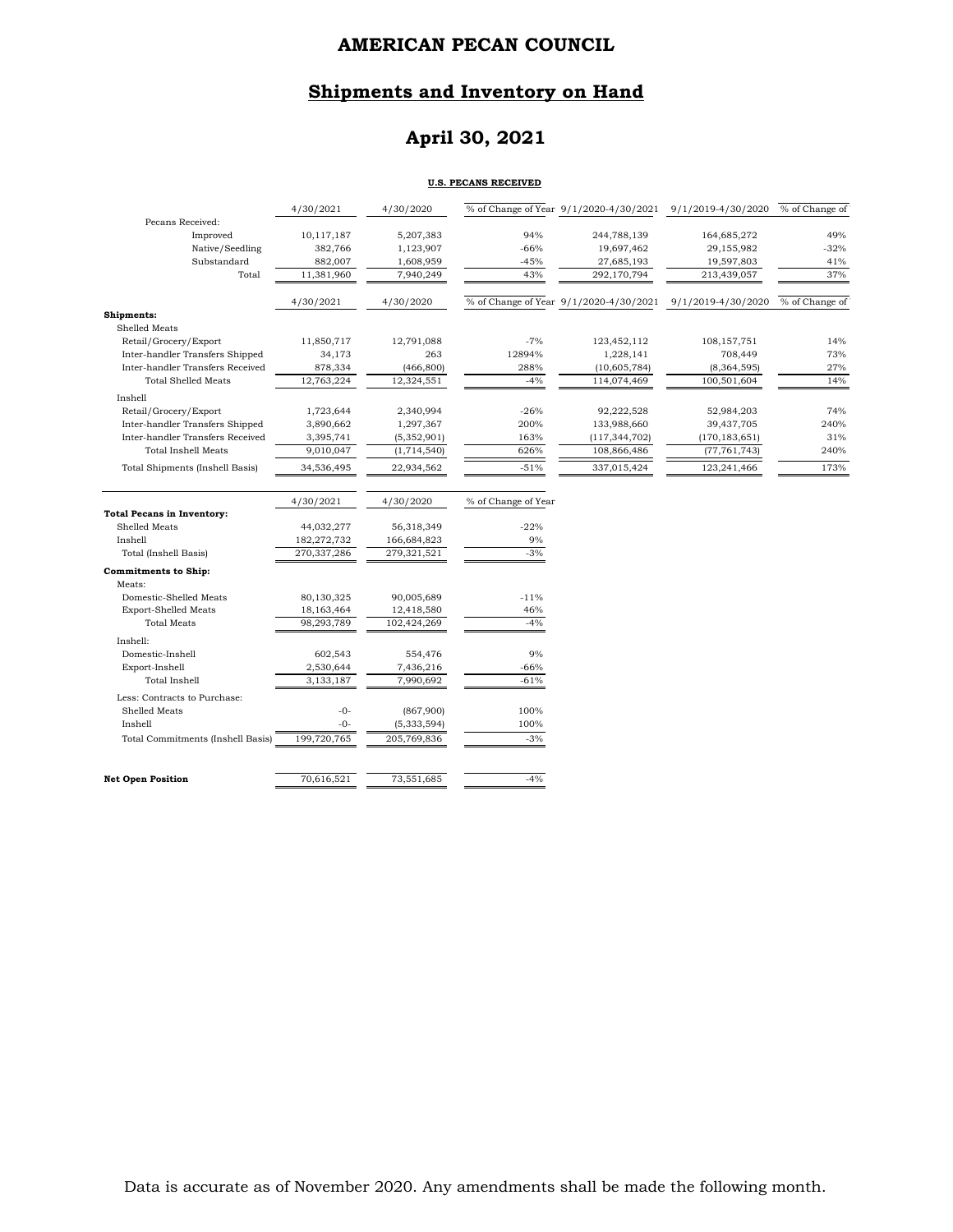# AMERICAN PECAN COUNCIL

## Shipments and Inventory on Hand

## April 30, 2021

**U.S. PECANS RECEIVED**

| | 4/30/2021 | 4/30/2020 | % of Change of Year | 9/1/2020-4/30/2021 | 9/1/2019-4/30/2020 | % of Change of |
|---|---|---|---|---|---|---|
| Pecans Received: | | | | | | |
| Improved | 10,117,187 | 5,207,383 | 94% | 244,788,139 | 164,685,272 | 49% |
| Native/Seedling | 382,766 | 1,123,907 | -66% | 19,697,462 | 29,155,982 | -32% |
| Substandard | 882,007 | 1,608,959 | -45% | 27,685,193 | 19,597,803 | 41% |
| Total | 11,381,960 | 7,940,249 | 43% | 292,170,794 | 213,439,057 | 37% |

| | 4/30/2021 | 4/30/2020 | % of Change of Year | 9/1/2020-4/30/2021 | 9/1/2019-4/30/2020 | % of Change of |
|---|---|---|---|---|---|---|
| **Shipments:** | | | | | | |
| Shelled Meats | | | | | | |
| Retail/Grocery/Export | 11,850,717 | 12,791,088 | -7% | 123,452,112 | 108,157,751 | 14% |
| Inter-handler Transfers Shipped | 34,173 | 263 | 12894% | 1,228,141 | 708,449 | 73% |
| Inter-handler Transfers Received | 878,334 | (466,800) | 288% | (10,605,784) | (8,364,595) | 27% |
| Total Shelled Meats | 12,763,224 | 12,324,551 | -4% | 114,074,469 | 100,501,604 | 14% |
| Inshell | | | | | | |
| Retail/Grocery/Export | 1,723,644 | 2,340,994 | -26% | 92,222,528 | 52,984,203 | 74% |
| Inter-handler Transfers Shipped | 3,890,662 | 1,297,367 | 200% | 133,988,660 | 39,437,705 | 240% |
| Inter-handler Transfers Received | 3,395,741 | (5,352,901) | 163% | (117,344,702) | (170,183,651) | 31% |
| Total Inshell Meats | 9,010,047 | (1,714,540) | 626% | 108,866,486 | (77,761,743) | 240% |
| Total Shipments (Inshell Basis) | 34,536,495 | 22,934,562 | -51% | 337,015,424 | 123,241,466 | 173% |

| | 4/30/2021 | 4/30/2020 | % of Change of Year |
|---|---|---|---|
| **Total Pecans in Inventory:** | | | |
| Shelled Meats | 44,032,277 | 56,318,349 | -22% |
| Inshell | 182,272,732 | 166,684,823 | 9% |
| Total (Inshell Basis) | 270,337,286 | 279,321,521 | -3% |
| **Commitments to Ship:** | | | |
| Meats: | | | |
| Domestic-Shelled Meats | 80,130,325 | 90,005,689 | -11% |
| Export-Shelled Meats | 18,163,464 | 12,418,580 | 46% |
| Total Meats | 98,293,789 | 102,424,269 | -4% |
| Inshell: | | | |
| Domestic-Inshell | 602,543 | 554,476 | 9% |
| Export-Inshell | 2,530,644 | 7,436,216 | -66% |
| Total Inshell | 3,133,187 | 7,990,692 | -61% |
| Less: Contracts to Purchase: | | | |
| Shelled Meats | -0- | (867,900) | 100% |
| Inshell | -0- | (5,333,594) | 100% |
| Total Commitments (Inshell Basis) | 199,720,765 | 205,769,836 | -3% |
| | | | |
| **Net Open Position** | 70,616,521 | 73,551,685 | -4% |

Data is accurate as of November 2020. Any amendments shall be made the following month.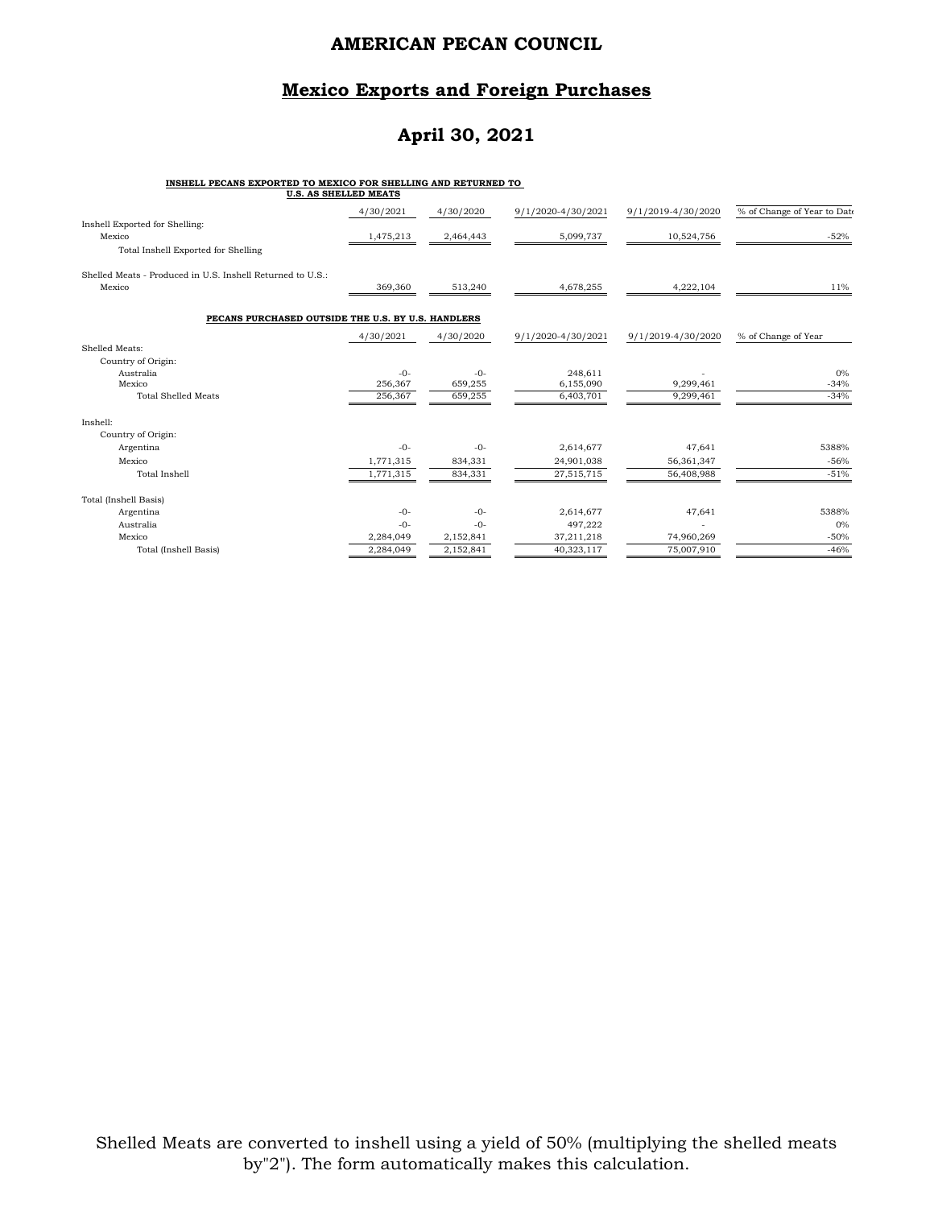# AMERICAN PECAN COUNCIL

## Mexico Exports and Foreign Purchases

## April 30, 2021

**INSHELL PECANS EXPORTED TO MEXICO FOR SHELLING AND RETURNED TO U.S. AS SHELLED MEATS**

| | 4/30/2021 | 4/30/2020 | 9/1/2020-4/30/2021 | 9/1/2019-4/30/2020 | % of Change of Year to Date |
|---|---|---|---|---|---|
| Inshell Exported for Shelling: | | | | | |
| Mexico | 1,475,213 | 2,464,443 | 5,099,737 | 10,524,756 | -52% |
| Total Inshell Exported for Shelling | | | | | |
| | | | | | |
| Shelled Meats - Produced in U.S. Inshell Returned to U.S.: | | | | | |
| Mexico | 369,360 | 513,240 | 4,678,255 | 4,222,104 | 11% |

**PECANS PURCHASED OUTSIDE THE U.S. BY U.S. HANDLERS**

| | 4/30/2021 | 4/30/2020 | 9/1/2020-4/30/2021 | 9/1/2019-4/30/2020 | % of Change of Year |
|---|---|---|---|---|---|
| Shelled Meats: | | | | | |
| Country of Origin: | | | | | |
| Australia | -0- | -0- | 248,611 | - | 0% |
| Mexico | 256,367 | 659,255 | 6,155,090 | 9,299,461 | -34% |
| Total Shelled Meats | 256,367 | 659,255 | 6,403,701 | 9,299,461 | -34% |
| | | | | | |
| Inshell: | | | | | |
| Country of Origin: | | | | | |
| Argentina | -0- | -0- | 2,614,677 | 47,641 | 5388% |
| Mexico | 1,771,315 | 834,331 | 24,901,038 | 56,361,347 | -56% |
| Total Inshell | 1,771,315 | 834,331 | 27,515,715 | 56,408,988 | -51% |
| | | | | | |
| Total (Inshell Basis) | | | | | |
| Argentina | -0- | -0- | 2,614,677 | 47,641 | 5388% |
| Australia | -0- | -0- | 497,222 | - | 0% |
| Mexico | 2,284,049 | 2,152,841 | 37,211,218 | 74,960,269 | -50% |
| Total (Inshell Basis) | 2,284,049 | 2,152,841 | 40,323,117 | 75,007,910 | -46% |

Shelled Meats are converted to inshell using a yield of 50% (multiplying the shelled meats by"2"). The form automatically makes this calculation.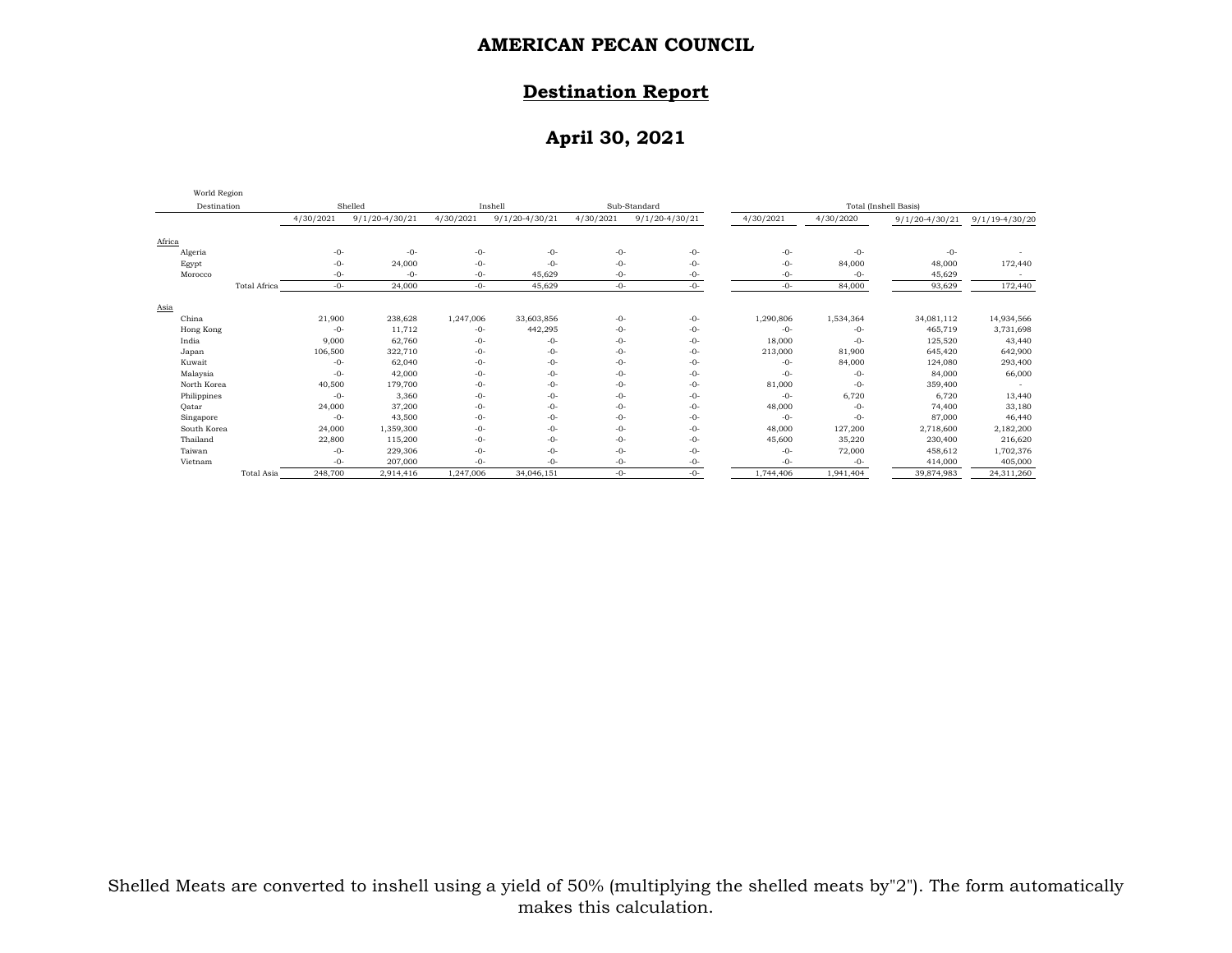# AMERICAN PECAN COUNCIL

## Destination Report

## April 30, 2021

| World Region Destination | Shelled | | Inshell | | Sub-Standard | | Total (Inshell Basis) | | | |
|---|---|---|---|---|---|---|---|---|---|---|
| | 4/30/2021 | 9/1/20-4/30/21 | 4/30/2021 | 9/1/20-4/30/21 | 4/30/2021 | 9/1/20-4/30/21 | 4/30/2021 | 4/30/2020 | 9/1/20-4/30/21 | 9/1/19-4/30/20 |
| **Africa** | | | | | | | | | | |
| Algeria | -0- | -0- | -0- | -0- | -0- | -0- | -0- | -0- | -0- | - |
| Egypt | -0- | 24,000 | -0- | -0- | -0- | -0- | -0- | 84,000 | 48,000 | 172,440 |
| Morocco | -0- | -0- | -0- | 45,629 | -0- | -0- | -0- | -0- | 45,629 | - |
| Total Africa | -0- | 24,000 | -0- | 45,629 | -0- | -0- | -0- | 84,000 | 93,629 | 172,440 |
| **Asia** | | | | | | | | | | |
| China | 21,900 | 238,628 | 1,247,006 | 33,603,856 | -0- | -0- | 1,290,806 | 1,534,364 | 34,081,112 | 14,934,566 |
| Hong Kong | -0- | 11,712 | -0- | 442,295 | -0- | -0- | -0- | -0- | 465,719 | 3,731,698 |
| India | 9,000 | 62,760 | -0- | -0- | -0- | -0- | 18,000 | -0- | 125,520 | 43,440 |
| Japan | 106,500 | 322,710 | -0- | -0- | -0- | -0- | 213,000 | 81,900 | 645,420 | 642,900 |
| Kuwait | -0- | 62,040 | -0- | -0- | -0- | -0- | -0- | 84,000 | 124,080 | 293,400 |
| Malaysia | -0- | 42,000 | -0- | -0- | -0- | -0- | -0- | -0- | 84,000 | 66,000 |
| North Korea | 40,500 | 179,700 | -0- | -0- | -0- | -0- | 81,000 | -0- | 359,400 | - |
| Philippines | -0- | 3,360 | -0- | -0- | -0- | -0- | -0- | 6,720 | 6,720 | 13,440 |
| Qatar | 24,000 | 37,200 | -0- | -0- | -0- | -0- | 48,000 | -0- | 74,400 | 33,180 |
| Singapore | -0- | 43,500 | -0- | -0- | -0- | -0- | -0- | -0- | 87,000 | 46,440 |
| South Korea | 24,000 | 1,359,300 | -0- | -0- | -0- | -0- | 48,000 | 127,200 | 2,718,600 | 2,182,200 |
| Thailand | 22,800 | 115,200 | -0- | -0- | -0- | -0- | 45,600 | 35,220 | 230,400 | 216,620 |
| Taiwan | -0- | 229,306 | -0- | -0- | -0- | -0- | -0- | 72,000 | 458,612 | 1,702,376 |
| Vietnam | -0- | 207,000 | -0- | -0- | -0- | -0- | -0- | -0- | 414,000 | 405,000 |
| Total Asia | 248,700 | 2,914,416 | 1,247,006 | 34,046,151 | -0- | -0- | 1,744,406 | 1,941,404 | 39,874,983 | 24,311,260 |

Shelled Meats are converted to inshell using a yield of 50% (multiplying the shelled meats by"2"). The form automatically makes this calculation.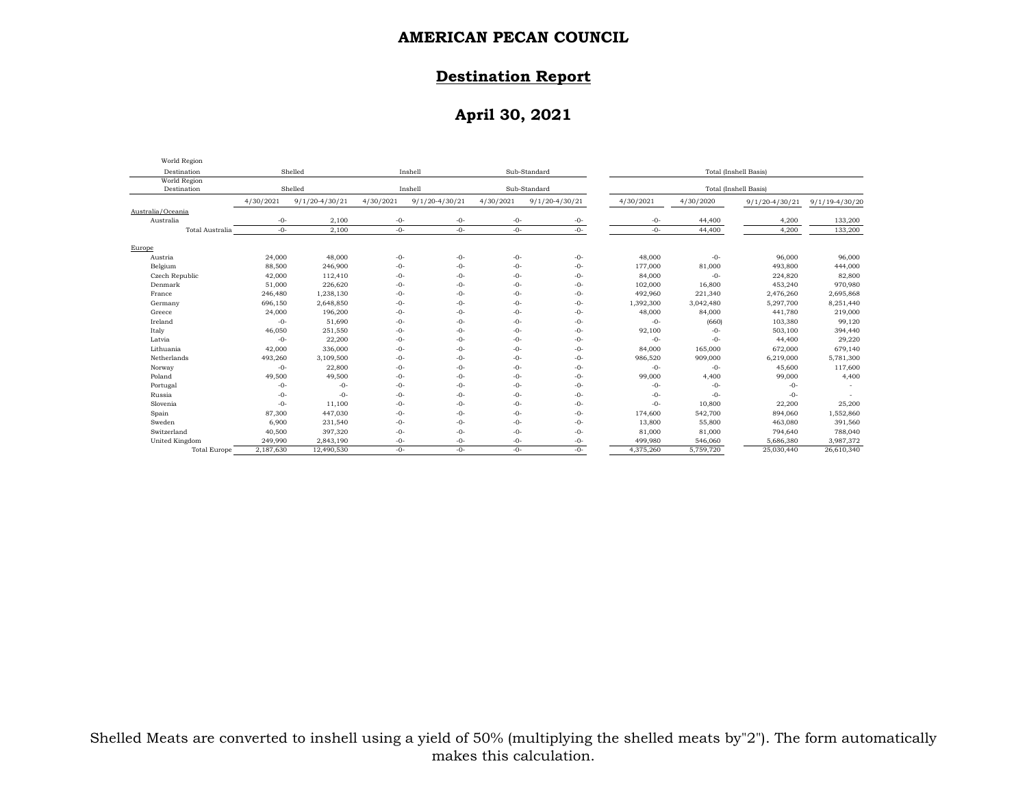**AMERICAN PECAN COUNCIL**

**Destination Report**

**April 30, 2021**

| World Region Destination | Shelled | | Inshell | | Sub-Standard | | Total (Inshell Basis) | | | |
|---|---|---|---|---|---|---|---|---|---|---|
| | 4/30/2021 | 9/1/20-4/30/21 | 4/30/2021 | 9/1/20-4/30/21 | 4/30/2021 | 9/1/20-4/30/21 | 4/30/2021 | 4/30/2020 | 9/1/20-4/30/21 | 9/1/19-4/30/20 |
| Australia/Oceania | | | | | | | | | | |
| Australia | -0- | 2,100 | -0- | -0- | -0- | -0- | -0- | 44,400 | 4,200 | 133,200 |
| Total Australia | -0- | 2,100 | -0- | -0- | -0- | -0- | -0- | 44,400 | 4,200 | 133,200 |
| Europe | | | | | | | | | | |
| Austria | 24,000 | 48,000 | -0- | -0- | -0- | -0- | 48,000 | -0- | 96,000 | 96,000 |
| Belgium | 88,500 | 246,900 | -0- | -0- | -0- | -0- | 177,000 | 81,000 | 493,800 | 444,000 |
| Czech Republic | 42,000 | 112,410 | -0- | -0- | -0- | -0- | 84,000 | -0- | 224,820 | 82,800 |
| Denmark | 51,000 | 226,620 | -0- | -0- | -0- | -0- | 102,000 | 16,800 | 453,240 | 970,980 |
| France | 246,480 | 1,238,130 | -0- | -0- | -0- | -0- | 492,960 | 221,340 | 2,476,260 | 2,695,868 |
| Germany | 696,150 | 2,648,850 | -0- | -0- | -0- | -0- | 1,392,300 | 3,042,480 | 5,297,700 | 8,251,440 |
| Greece | 24,000 | 196,200 | -0- | -0- | -0- | -0- | 48,000 | 84,000 | 441,780 | 219,000 |
| Ireland | -0- | 51,690 | -0- | -0- | -0- | -0- | -0- | (660) | 103,380 | 99,120 |
| Italy | 46,050 | 251,550 | -0- | -0- | -0- | -0- | 92,100 | -0- | 503,100 | 394,440 |
| Latvia | -0- | 22,200 | -0- | -0- | -0- | -0- | -0- | -0- | 44,400 | 29,220 |
| Lithuania | 42,000 | 336,000 | -0- | -0- | -0- | -0- | 84,000 | 165,000 | 672,000 | 679,140 |
| Netherlands | 493,260 | 3,109,500 | -0- | -0- | -0- | -0- | 986,520 | 909,000 | 6,219,000 | 5,781,300 |
| Norway | -0- | 22,800 | -0- | -0- | -0- | -0- | -0- | -0- | 45,600 | 117,600 |
| Poland | 49,500 | 49,500 | -0- | -0- | -0- | -0- | 99,000 | 4,400 | 99,000 | 4,400 |
| Portugal | -0- | -0- | -0- | -0- | -0- | -0- | -0- | -0- | -0- | - |
| Russia | -0- | -0- | -0- | -0- | -0- | -0- | -0- | -0- | -0- | - |
| Slovenia | -0- | 11,100 | -0- | -0- | -0- | -0- | -0- | 10,800 | 22,200 | 25,200 |
| Spain | 87,300 | 447,030 | -0- | -0- | -0- | -0- | 174,600 | 542,700 | 894,060 | 1,552,860 |
| Sweden | 6,900 | 231,540 | -0- | -0- | -0- | -0- | 13,800 | 55,800 | 463,080 | 391,560 |
| Switzerland | 40,500 | 397,320 | -0- | -0- | -0- | -0- | 81,000 | 81,000 | 794,640 | 788,040 |
| United Kingdom | 249,990 | 2,843,190 | -0- | -0- | -0- | -0- | 499,980 | 546,060 | 5,686,380 | 3,987,372 |
| Total Europe | 2,187,630 | 12,490,530 | -0- | -0- | -0- | -0- | 4,375,260 | 5,759,720 | 25,030,440 | 26,610,340 |

Shelled Meats are converted to inshell using a yield of 50% (multiplying the shelled meats by"2"). The form automatically makes this calculation.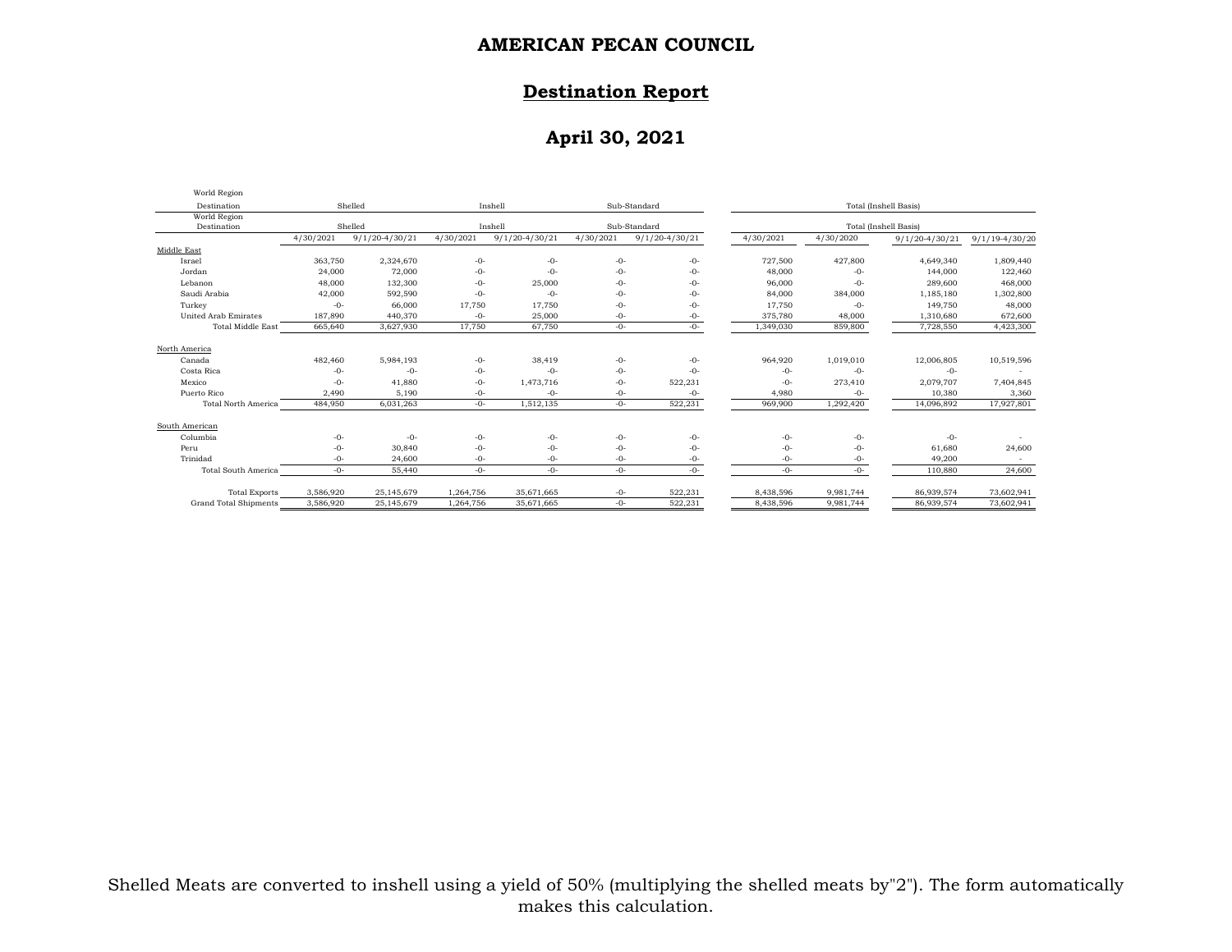# AMERICAN PECAN COUNCIL

## Destination Report

## April 30, 2021

| World Region Destination | Shelled | | Inshell | | Sub-Standard | | Total (Inshell Basis) | | | |
|---|---|---|---|---|---|---|---|---|---|---|
| | 4/30/2021 | 9/1/20-4/30/21 | 4/30/2021 | 9/1/20-4/30/21 | 4/30/2021 | 9/1/20-4/30/21 | 4/30/2021 | 4/30/2020 | 9/1/20-4/30/21 | 9/1/19-4/30/20 |
| Middle East | | | | | | | | | | |
| Israel | 363,750 | 2,324,670 | -0- | -0- | -0- | -0- | 727,500 | 427,800 | 4,649,340 | 1,809,440 |
| Jordan | 24,000 | 72,000 | -0- | -0- | -0- | -0- | 48,000 | -0- | 144,000 | 122,460 |
| Lebanon | 48,000 | 132,300 | -0- | 25,000 | -0- | -0- | 96,000 | -0- | 289,600 | 468,000 |
| Saudi Arabia | 42,000 | 592,590 | -0- | -0- | -0- | -0- | 84,000 | 384,000 | 1,185,180 | 1,302,800 |
| Turkey | -0- | 66,000 | 17,750 | 17,750 | -0- | -0- | 17,750 | -0- | 149,750 | 48,000 |
| United Arab Emirates | 187,890 | 440,370 | -0- | 25,000 | -0- | -0- | 375,780 | 48,000 | 1,310,680 | 672,600 |
| Total Middle East | 665,640 | 3,627,930 | 17,750 | 67,750 | -0- | -0- | 1,349,030 | 859,800 | 7,728,550 | 4,423,300 |
| North America | | | | | | | | | | |
| Canada | 482,460 | 5,984,193 | -0- | 38,419 | -0- | -0- | 964,920 | 1,019,010 | 12,006,805 | 10,519,596 |
| Costa Rica | -0- | -0- | -0- | -0- | -0- | -0- | -0- | -0- | -0- | - |
| Mexico | -0- | 41,880 | -0- | 1,473,716 | -0- | 522,231 | -0- | 273,410 | 2,079,707 | 7,404,845 |
| Puerto Rico | 2,490 | 5,190 | -0- | -0- | -0- | -0- | 4,980 | -0- | 10,380 | 3,360 |
| Total North America | 484,950 | 6,031,263 | -0- | 1,512,135 | -0- | 522,231 | 969,900 | 1,292,420 | 14,096,892 | 17,927,801 |
| South American | | | | | | | | | | |
| Columbia | -0- | -0- | -0- | -0- | -0- | -0- | -0- | -0- | -0- | - |
| Peru | -0- | 30,840 | -0- | -0- | -0- | -0- | -0- | -0- | 61,680 | 24,600 |
| Trinidad | -0- | 24,600 | -0- | -0- | -0- | -0- | -0- | -0- | 49,200 | - |
| Total South America | -0- | 55,440 | -0- | -0- | -0- | -0- | -0- | -0- | 110,880 | 24,600 |
| Total Exports | 3,586,920 | 25,145,679 | 1,264,756 | 35,671,665 | -0- | 522,231 | 8,438,596 | 9,981,744 | 86,939,574 | 73,602,941 |
| Grand Total Shipments | 3,586,920 | 25,145,679 | 1,264,756 | 35,671,665 | -0- | 522,231 | 8,438,596 | 9,981,744 | 86,939,574 | 73,602,941 |

Shelled Meats are converted to inshell using a yield of 50% (multiplying the shelled meats by"2"). The form automatically makes this calculation.